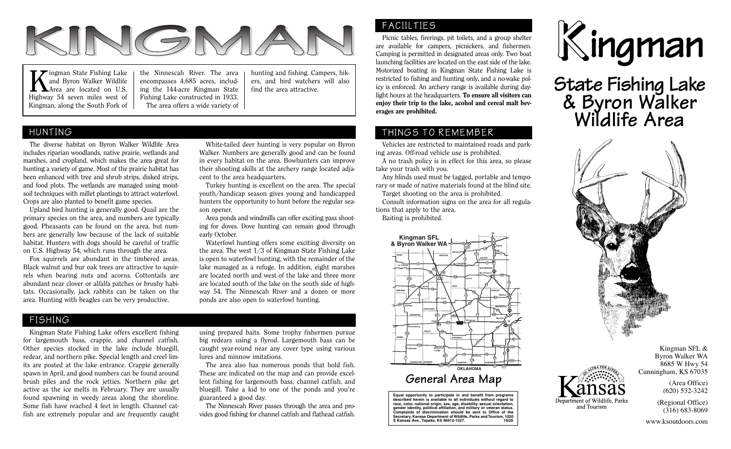# KINGMAN

Kingman State Fishing Lake and Byron Walker Wildlife Area are located on U.S. Highway 54 seven miles west of Kingman, along the South Fork of the Ninnescah River. The area encompasses 4,685 acres, including the 144-acre Kingman State Fishing Lake constructed in 1933.

The area offers a wide variety of hunting and fishing. Campers, hikers, and bird watchers will also find the area attractive.

## HUNTING

The diverse habitat on Byron Walker Wildlife Area includes riparian woodlands, native prairie, wetlands and marshes, and cropland, which makes the area great for hunting a variety of game. Most of the prairie habitat has been enhanced with tree and shrub strips, disked strips, and food plots. The wetlands are managed using moist-soil techniques with millet plantings to attract waterfowl. Crops are also planted to benefit game species.

Upland bird hunting is generally good. Quail are the primary species on the area, and numbers are typically good. Pheasants can be found on the area, but numbers are generally low because of the lack of suitable habitat. Hunters with dogs should be careful of traffic on U.S. Highway 54, which runs through the area.

Fox squirrels are abundant in the timbered areas. Black walnut and bur oak trees are attractive to squirrels when bearing nuts and acorns. Cottontails are abundant near clover or alfalfa patches or brushy habitats. Occasionally, jack rabbits can be taken on the area. Hunting with beagles can be very productive.

White-tailed deer hunting is very popular on Byron Walker. Numbers are generally good and can be found in every habitat on the area. Bowhunters can improve their shooting skills at the archery range located adjacent to the area headquarters.

Turkey hunting is excellent on the area. The special youth/handicap season gives young and handicapped hunters the opportunity to hunt before the regular season opener.

Area ponds and windmills can offer exciting pass shooting for doves. Dove hunting can remain good through early October.

Waterfowl hunting offers some exciting diversity on the area. The west 1/3 of Kingman State Fishing Lake is open to waterfowl hunting, with the remainder of the lake managed as a refuge. In addition, eight marshes are located north and west of the lake and three more are located south of the lake on the south side of highway 54. The Ninnescah River and a dozen or more ponds are also open to waterfowl hunting.

## FISHING

Kingman State Fishing Lake offers excellent fishing for largemouth bass, crappie, and channel catfish. Other species stocked in the lake include bluegill, redear, and northern pike. Special length and creel limits are posted at the lake entrance. Crappie generally spawn in April, and good numbers can be found around brush piles and the rock jetties. Northern pike get active as the ice melts in February. They are usually found spawning in weedy areas along the shoreline. Some fish have reached 4 feet in length. Channel catfish are extremely popular and are frequently caught using prepared baits. Some trophy fishermen pursue big redears using a flyrod. Largemouth bass can be caught year-round near any cover type using various lures and minnow imitations.

The area also has numerous ponds that hold fish. These are indicated on the map and can provide excellent fishing for largemouth bass, channel catfish, and bluegill. Take a kid to one of the ponds and you're guaranteed a good thing.

The Ninnescah River passes through the area and provides good fishing for channel catfish and flathead catfish.

## FACIILTIES

Picnic tables, firerings, pit toilets, and a group shelter are available for campers, picnickers, and fishermen. Camping is permitted in designated areas only. Two boat launching facilities are located on the east side of the lake. Motorized boating in Kingman State Fishing Lake is restricted to fishing and hunting only, and a no-wake policy is enforced. An archery range is available during daylight hours at the headquarters. **To ensure all visitors can enjoy their trip to the lake, acohol and cereal malt beverages are prohibited.**

## THINGS TO REMEMBER

Vehicles are restricted to maintained roads and parking areas. Off-road vehicle use is prohibited.

A no trash policy is in effect for this area, so please take your trash with you.

Any blinds used must be tagged, portable and temporary or made of native materials found at the blind site.

Target shooting on the area is prohibited.

Consult information signs on the area for all regulations that apply to the area.

Baiting is prohibited.

**Kingman SFL & Byron Walker WA**

General Area Map

**Equal opportunity to participate in and benefit from programs described herein is available to all individuals without regard to race, color, national origin, sex, age, disability, sexual orientation, gender identity, political affiliation, and military or veteran status. Complaints of discrimination should be sent to Office of the Secretary, Kansas Department of Wildlife, Parks and Tourism, 1020 S Kansas Ave., Topeka, KS 66612-1327. 10/20**

# Kingman

## State Fishing Lake & Byron Walker Wildlife Area

Kingman SFL &
Byron Walker WA
8685 W Hwy 54
Cunningham, KS 67035

(Area Office)
(620) 532-3242

(Regional Office)
(316) 683-8069

www.ksoutdoors.com

Kansas Department of Wildlife, Parks and Tourism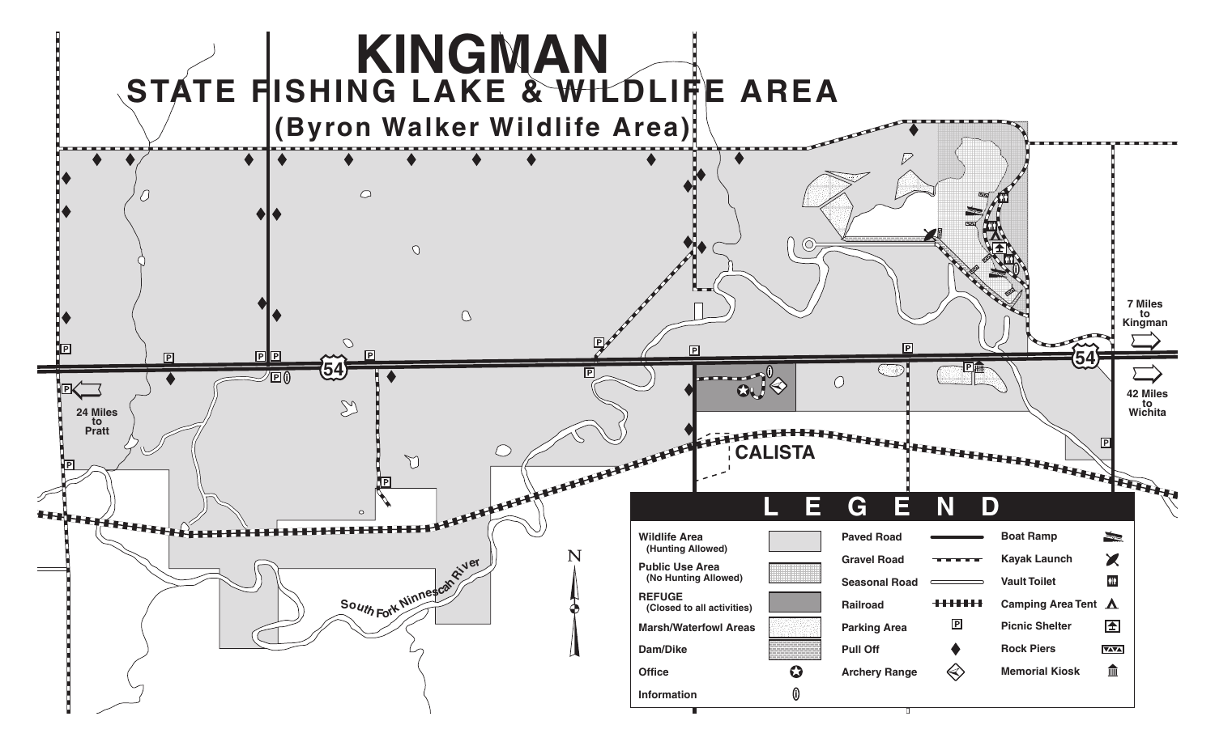# KINGMAN

## STATE FISHING LAKE & WILDLIFE AREA

### (Byron Walker Wildlife Area)

54

7 Miles to Kingman

42 Miles to Wichita

24 Miles to Pratt

CALISTA

South Fork Ninnescah River

N

## LEGEND

| | | | | | |
|---|---|---|---|---|---|
| Wildlife Area (Hunting Allowed) | | Paved Road | | Boat Ramp | |
| Public Use Area (No Hunting Allowed) | | Gravel Road | | Kayak Launch | |
| REFUGE (Closed to all activities) | | Seasonal Road | | Vault Toilet | |
| Marsh/Waterfowl Areas | | Railroad | | Camping Area Tent | |
| Dam/Dike | | Parking Area | P | Picnic Shelter | |
| Office | | Pull Off | | Rock Piers | |
| Information | | Archery Range | | Memorial Kiosk | |